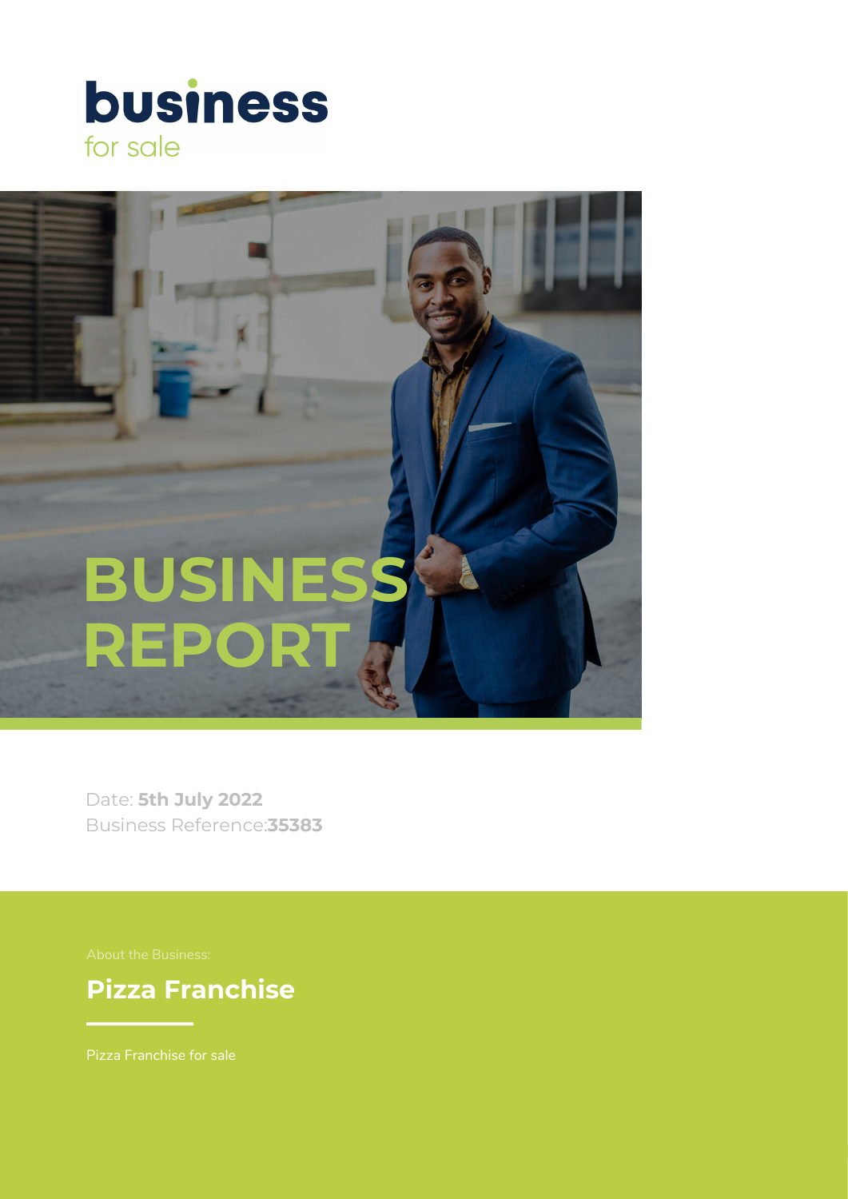**business**
for sale

# BUSINESS REPORT

Date: **5th July 2022**
Business Reference:**35383**

About the Business:

## Pizza Franchise

Pizza Franchise for sale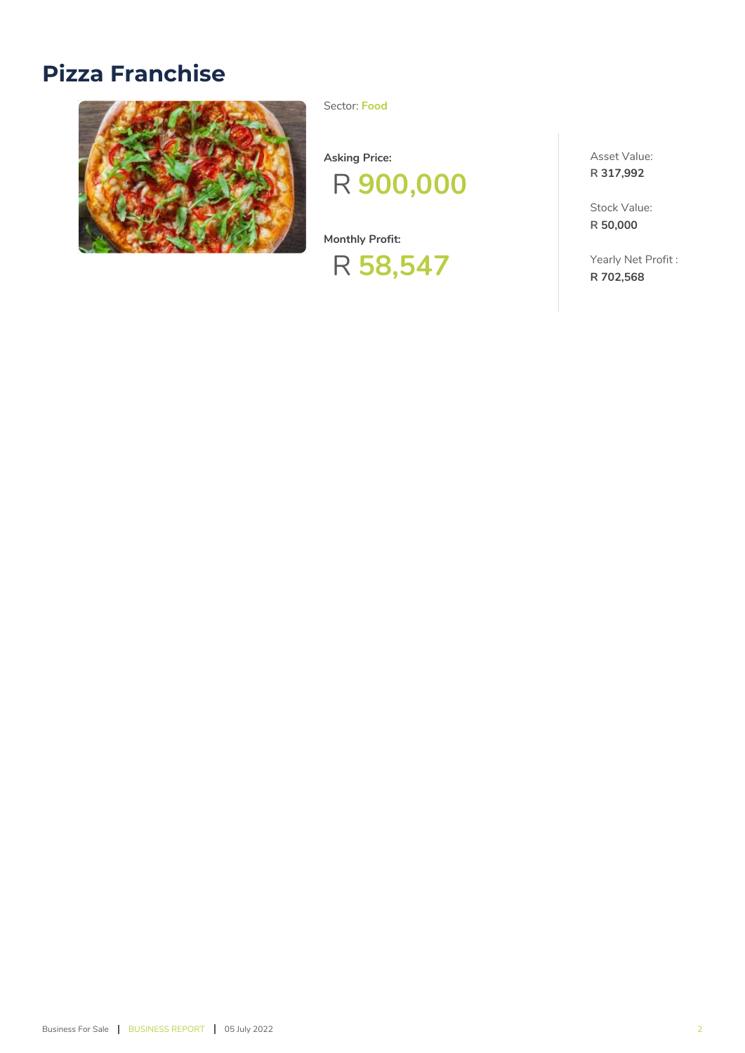# Pizza Franchise

Sector: **Food**

**Asking Price:**

R **900,000**

**Monthly Profit:**

R **58,547**

Asset Value:
R **317,992**

Stock Value:
R **50,000**

Yearly Net Profit :
**R 702,568**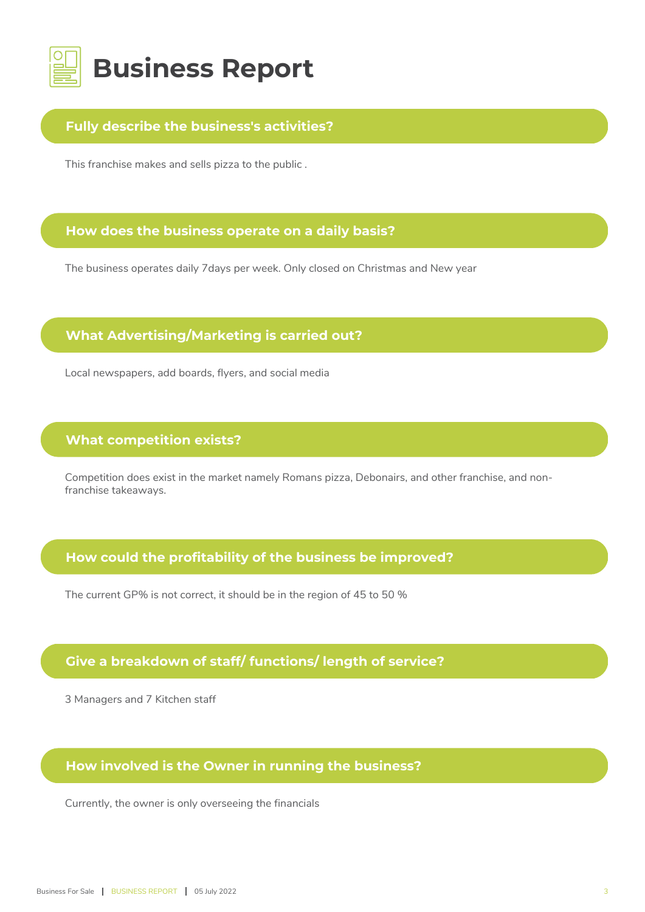# Business Report

## Fully describe the business's activities?

This franchise makes and sells pizza to the public .

## How does the business operate on a daily basis?

The business operates daily 7days per week. Only closed on Christmas and New year

## What Advertising/Marketing is carried out?

Local newspapers, add boards, flyers, and social media

## What competition exists?

Competition does exist in the market namely Romans pizza, Debonairs, and other franchise, and non-franchise takeaways.

## How could the profitability of the business be improved?

The current GP% is not correct, it should be in the region of 45 to 50 %

## Give a breakdown of staff/ functions/ length of service?

3 Managers and 7 Kitchen staff

## How involved is the Owner in running the business?

Currently, the owner is only overseeing the financials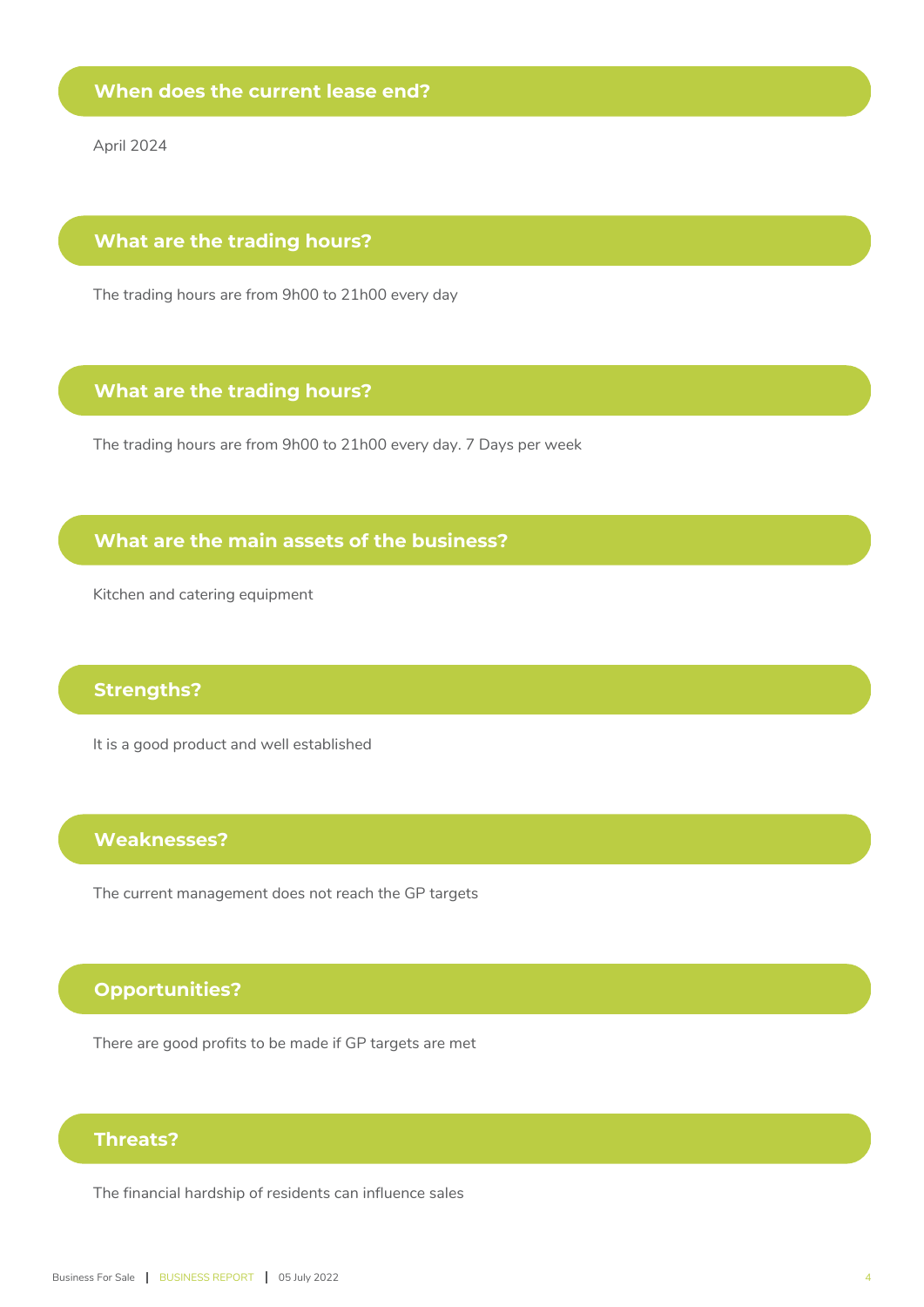## When does the current lease end?

April 2024

## What are the trading hours?

The trading hours are from 9h00 to 21h00 every day

## What are the trading hours?

The trading hours are from 9h00 to 21h00 every day. 7 Days per week

## What are the main assets of the business?

Kitchen and catering equipment

## Strengths?

It is a good product and well established

## Weaknesses?

The current management does not reach the GP targets

## Opportunities?

There are good profits to be made if GP targets are met

## Threats?

The financial hardship of residents can influence sales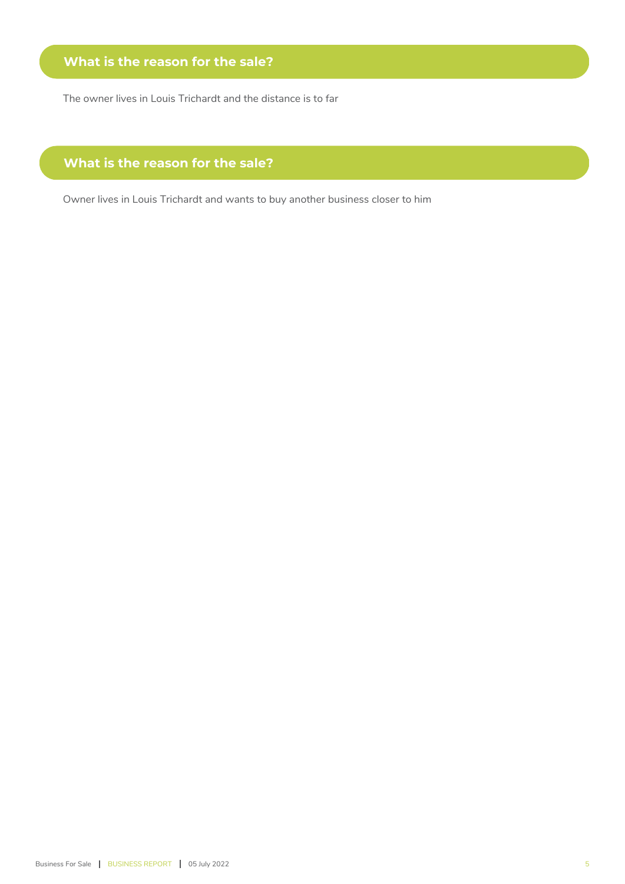## What is the reason for the sale?

The owner lives in Louis Trichardt and the distance is to far

## What is the reason for the sale?

Owner lives in Louis Trichardt and wants to buy another business closer to him